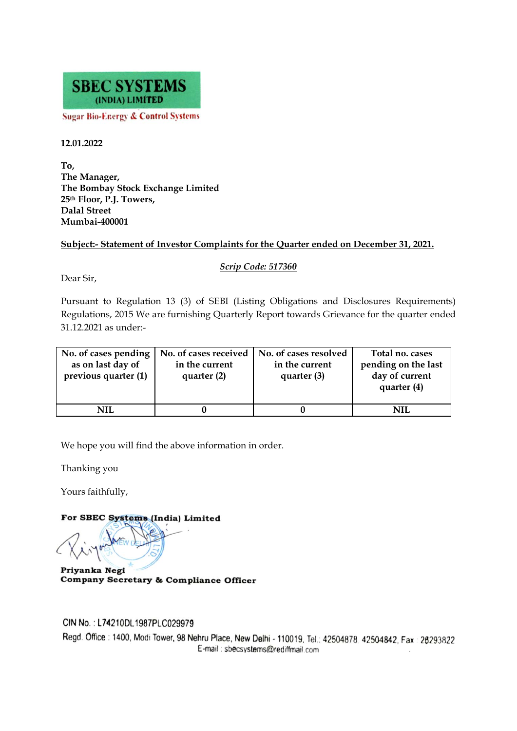**SBEC SYSTEMS**
**(INDIA) LIMITED**

Sugar Bio-Energy & Control Systems

**12.01.2022**

**To,**
**The Manager,**
**The Bombay Stock Exchange Limited**
**25th Floor, P.J. Towers,**
**Dalal Street**
**Mumbai-400001**

**Subject:- Statement of Investor Complaints for the Quarter ended on December 31, 2021.**

***Scrip Code: 517360***

Dear Sir,

Pursuant to Regulation 13 (3) of SEBI (Listing Obligations and Disclosures Requirements) Regulations, 2015 We are furnishing Quarterly Report towards Grievance for the quarter ended 31.12.2021 as under:-

| No. of cases pending as on last day of previous quarter (1) | No. of cases received in the current quarter (2) | No. of cases resolved in the current quarter (3) | Total no. cases pending on the last day of current quarter (4) |
|---|---|---|---|
| NIL | 0 | 0 | NIL |

We hope you will find the above information in order.

Thanking you

Yours faithfully,

**For SBEC Systems (India) Limited**

**Priyanka Negi**
**Company Secretary & Compliance Officer**

CIN No. : L74210DL1987PLC029979
Regd. Office : 1400, Modi Tower, 98 Nehru Place, New Delhi - 110019, Tel.: 42504878 42504842, Fax : 26293822
E-mail : sbecsystems@rediffmail.com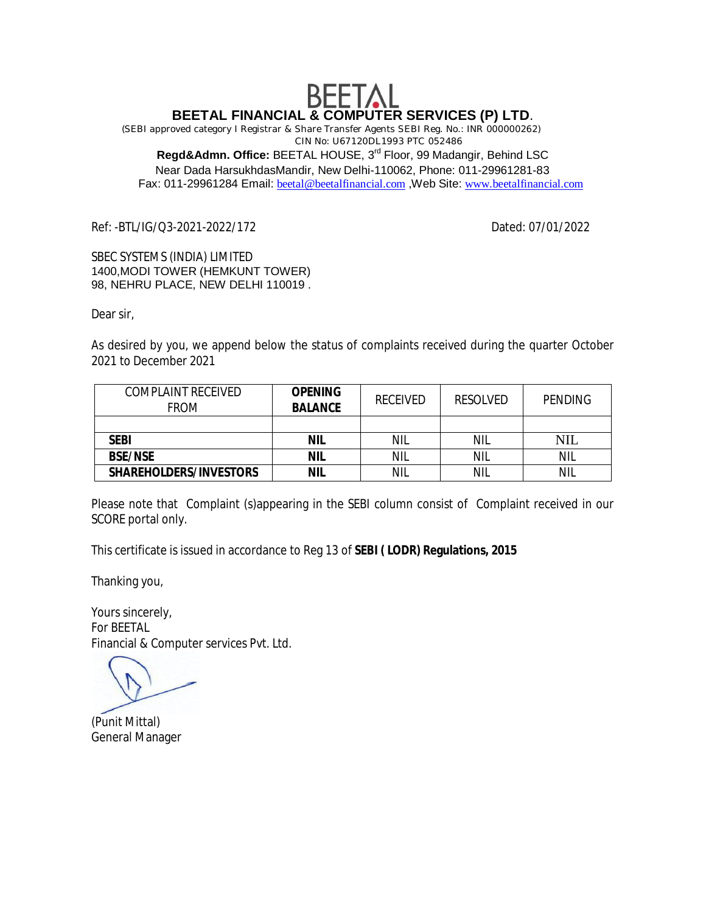# BEETAL

## BEETAL FINANCIAL & COMPUTER SERVICES (P) LTD.

(SEBI approved category I Registrar & Share Transfer Agents SEBI Reg. No.: INR 000000262)
CIN No: U67120DL1993 PTC 052486

**Regd&Admn. Office:** BEETAL HOUSE, 3rd Floor, 99 Madangir, Behind LSC
Near Dada HarsukhdasMandir, New Delhi-110062, Phone: 011-29961281-83
Fax: 011-29961284 Email: beetal@beetalfinancial.com ,Web Site: www.beetalfinancial.com

Ref: -BTL/IG/Q3-2021-2022/172

Dated: 07/01/2022

SBEC SYSTEMS (INDIA) LIMITED
1400,MODI TOWER (HEMKUNT TOWER)
98, NEHRU PLACE, NEW DELHI 110019 .

Dear sir,

As desired by you, we append below the status of complaints received during the quarter October 2021 to December 2021

| COMPLAINT RECEIVED FROM | **OPENING BALANCE** | RECEIVED | RESOLVED | PENDING |
|---|---|---|---|---|
| | | | | |
| **SEBI** | **NIL** | NIL | NIL | NIL |
| **BSE/NSE** | **NIL** | NIL | NIL | NIL |
| **SHAREHOLDERS/INVESTORS** | **NIL** | NIL | NIL | NIL |

Please note that Complaint (s)appearing in the SEBI column consist of Complaint received in our SCORE portal only.

This certificate is issued in accordance to Reg 13 of **SEBI ( LODR) Regulations, 2015**

Thanking you,

Yours sincerely,
For BEETAL
Financial & Computer services Pvt. Ltd.

(Punit Mittal)
General Manager